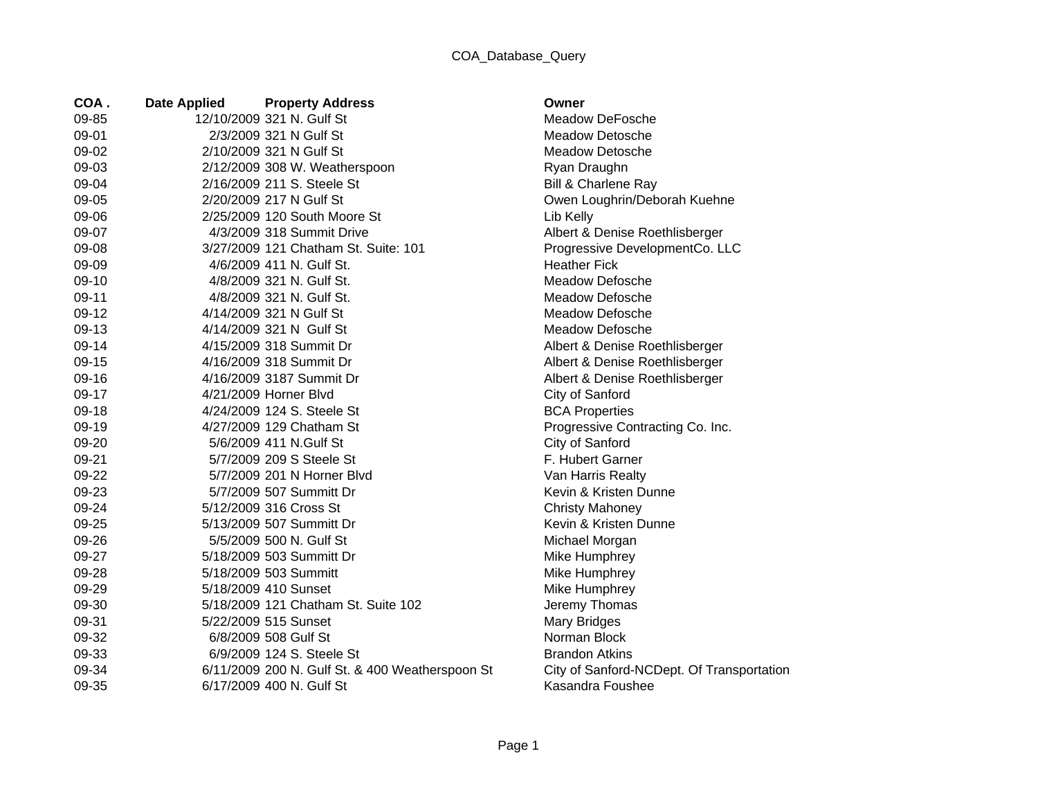# COA_Database_Query

| COA . | Date Applied | Property Address | Owner |
|---|---|---|---|
| 09-85 | 12/10/2009 | 321 N. Gulf St | Meadow DeFosche |
| 09-01 | 2/3/2009 | 321 N Gulf St | Meadow Detosche |
| 09-02 | 2/10/2009 | 321 N Gulf St | Meadow Detosche |
| 09-03 | 2/12/2009 | 308 W. Weatherspoon | Ryan Draughn |
| 09-04 | 2/16/2009 | 211 S. Steele St | Bill & Charlene Ray |
| 09-05 | 2/20/2009 | 217 N Gulf St | Owen Loughrin/Deborah Kuehne |
| 09-06 | 2/25/2009 | 120 South Moore St | Lib Kelly |
| 09-07 | 4/3/2009 | 318 Summit Drive | Albert & Denise Roethlisberger |
| 09-08 | 3/27/2009 | 121 Chatham St. Suite: 101 | Progressive DevelopmentCo. LLC |
| 09-09 | 4/6/2009 | 411 N. Gulf St. | Heather Fick |
| 09-10 | 4/8/2009 | 321 N. Gulf St. | Meadow Defosche |
| 09-11 | 4/8/2009 | 321 N. Gulf St. | Meadow Defosche |
| 09-12 | 4/14/2009 | 321 N Gulf St | Meadow Defosche |
| 09-13 | 4/14/2009 | 321 N Gulf St | Meadow Defosche |
| 09-14 | 4/15/2009 | 318 Summit Dr | Albert & Denise Roethlisberger |
| 09-15 | 4/16/2009 | 318 Summit Dr | Albert & Denise Roethlisberger |
| 09-16 | 4/16/2009 | 3187 Summit Dr | Albert & Denise Roethlisberger |
| 09-17 | 4/21/2009 | Horner Blvd | City of Sanford |
| 09-18 | 4/24/2009 | 124 S. Steele St | BCA Properties |
| 09-19 | 4/27/2009 | 129 Chatham St | Progressive Contracting Co. Inc. |
| 09-20 | 5/6/2009 | 411 N.Gulf St | City of Sanford |
| 09-21 | 5/7/2009 | 209 S Steele St | F. Hubert Garner |
| 09-22 | 5/7/2009 | 201 N Horner Blvd | Van Harris Realty |
| 09-23 | 5/7/2009 | 507 Summitt Dr | Kevin & Kristen Dunne |
| 09-24 | 5/12/2009 | 316 Cross St | Christy Mahoney |
| 09-25 | 5/13/2009 | 507 Summitt Dr | Kevin & Kristen Dunne |
| 09-26 | 5/5/2009 | 500 N. Gulf St | Michael Morgan |
| 09-27 | 5/18/2009 | 503 Summitt Dr | Mike Humphrey |
| 09-28 | 5/18/2009 | 503 Summitt | Mike Humphrey |
| 09-29 | 5/18/2009 | 410 Sunset | Mike Humphrey |
| 09-30 | 5/18/2009 | 121 Chatham St. Suite 102 | Jeremy Thomas |
| 09-31 | 5/22/2009 | 515 Sunset | Mary Bridges |
| 09-32 | 6/8/2009 | 508 Gulf St | Norman Block |
| 09-33 | 6/9/2009 | 124 S. Steele St | Brandon Atkins |
| 09-34 | 6/11/2009 | 200 N. Gulf St. & 400 Weatherspoon St | City of Sanford-NCDept. Of Transportation |
| 09-35 | 6/17/2009 | 400 N. Gulf St | Kasandra Foushee |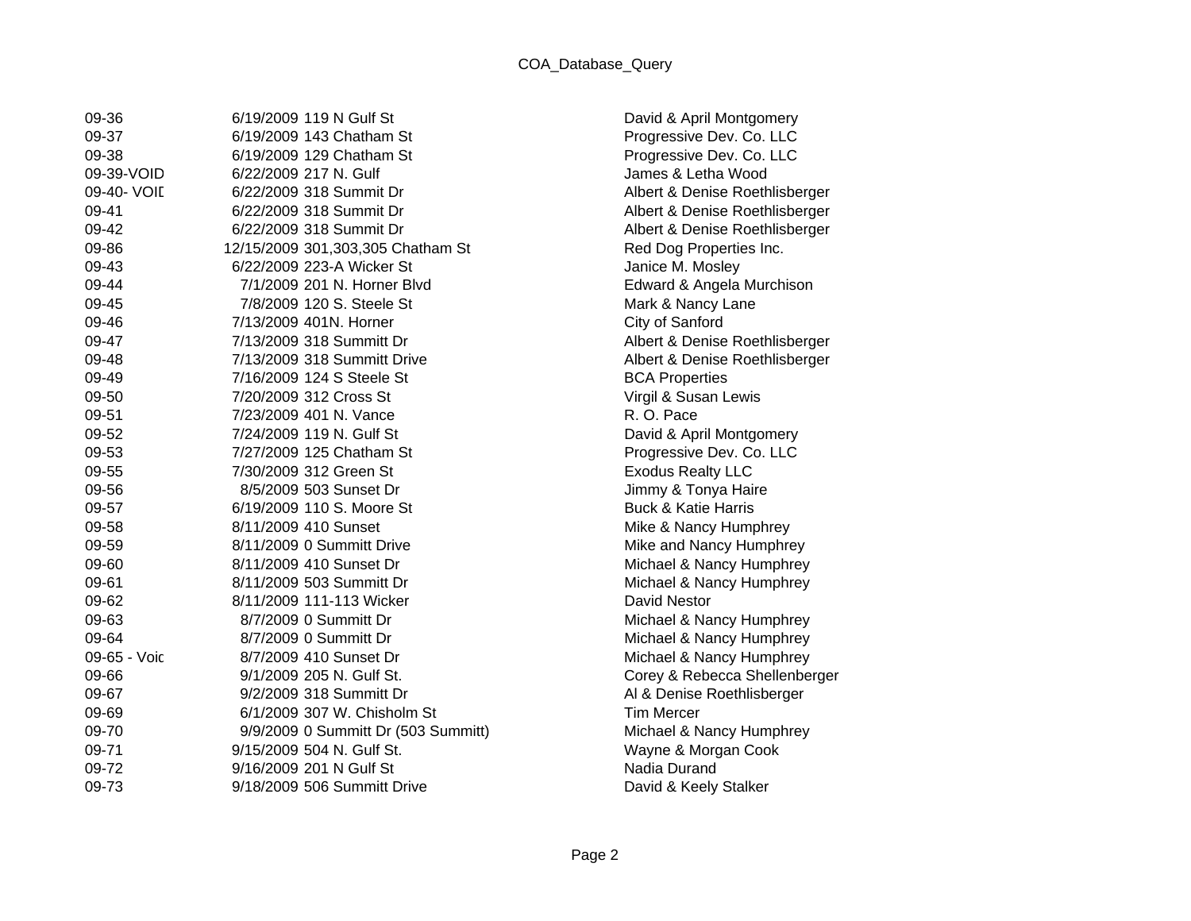| | | | |
|---|---|---|---|
| 09-36 | 6/19/2009 | 119 N Gulf St | David & April Montgomery |
| 09-37 | 6/19/2009 | 143 Chatham St | Progressive Dev. Co. LLC |
| 09-38 | 6/19/2009 | 129 Chatham St | Progressive Dev. Co. LLC |
| 09-39-VOID | 6/22/2009 | 217 N. Gulf | James & Letha Wood |
| 09-40- VOID | 6/22/2009 | 318 Summit Dr | Albert & Denise Roethlisberger |
| 09-41 | 6/22/2009 | 318 Summit Dr | Albert & Denise Roethlisberger |
| 09-42 | 6/22/2009 | 318 Summit Dr | Albert & Denise Roethlisberger |
| 09-86 | 12/15/2009 | 301,303,305 Chatham St | Red Dog Properties Inc. |
| 09-43 | 6/22/2009 | 223-A Wicker St | Janice M. Mosley |
| 09-44 | 7/1/2009 | 201 N. Horner Blvd | Edward & Angela Murchison |
| 09-45 | 7/8/2009 | 120 S. Steele St | Mark & Nancy Lane |
| 09-46 | 7/13/2009 | 401N. Horner | City of Sanford |
| 09-47 | 7/13/2009 | 318 Summitt Dr | Albert & Denise Roethlisberger |
| 09-48 | 7/13/2009 | 318 Summitt Drive | Albert & Denise Roethlisberger |
| 09-49 | 7/16/2009 | 124 S Steele St | BCA Properties |
| 09-50 | 7/20/2009 | 312 Cross St | Virgil & Susan Lewis |
| 09-51 | 7/23/2009 | 401 N. Vance | R. O. Pace |
| 09-52 | 7/24/2009 | 119 N. Gulf St | David & April Montgomery |
| 09-53 | 7/27/2009 | 125 Chatham St | Progressive Dev. Co. LLC |
| 09-55 | 7/30/2009 | 312 Green St | Exodus Realty LLC |
| 09-56 | 8/5/2009 | 503 Sunset Dr | Jimmy & Tonya Haire |
| 09-57 | 6/19/2009 | 110 S. Moore St | Buck & Katie Harris |
| 09-58 | 8/11/2009 | 410 Sunset | Mike & Nancy Humphrey |
| 09-59 | 8/11/2009 | 0 Summitt Drive | Mike and Nancy Humphrey |
| 09-60 | 8/11/2009 | 410 Sunset Dr | Michael & Nancy Humphrey |
| 09-61 | 8/11/2009 | 503 Summitt Dr | Michael & Nancy Humphrey |
| 09-62 | 8/11/2009 | 111-113 Wicker | David Nestor |
| 09-63 | 8/7/2009 | 0 Summitt Dr | Michael & Nancy Humphrey |
| 09-64 | 8/7/2009 | 0 Summitt Dr | Michael & Nancy Humphrey |
| 09-65 - Void | 8/7/2009 | 410 Sunset Dr | Michael & Nancy Humphrey |
| 09-66 | 9/1/2009 | 205 N. Gulf St. | Corey & Rebecca Shellenberger |
| 09-67 | 9/2/2009 | 318 Summitt Dr | Al & Denise Roethlisberger |
| 09-69 | 6/1/2009 | 307 W. Chisholm St | Tim Mercer |
| 09-70 | 9/9/2009 | 0 Summitt Dr (503 Summitt) | Michael & Nancy Humphrey |
| 09-71 | 9/15/2009 | 504 N. Gulf St. | Wayne & Morgan Cook |
| 09-72 | 9/16/2009 | 201 N Gulf St | Nadia Durand |
| 09-73 | 9/18/2009 | 506 Summitt Drive | David & Keely Stalker |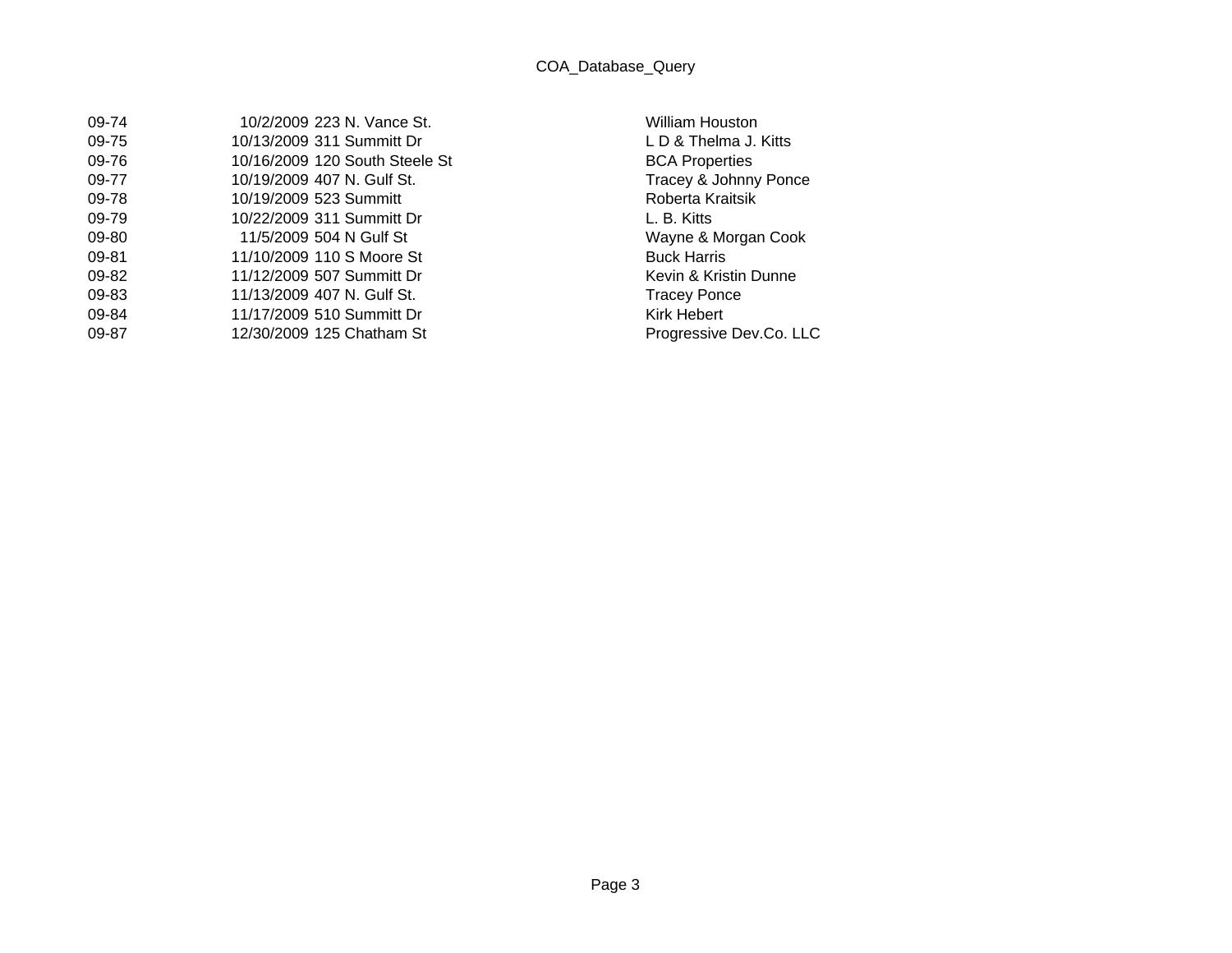| | | | |
|---|---|---|---|
| 09-74 | 10/2/2009 | 223 N. Vance St. | William Houston |
| 09-75 | 10/13/2009 | 311 Summitt Dr | L D & Thelma J. Kitts |
| 09-76 | 10/16/2009 | 120 South Steele St | BCA Properties |
| 09-77 | 10/19/2009 | 407 N. Gulf St. | Tracey & Johnny Ponce |
| 09-78 | 10/19/2009 | 523 Summitt | Roberta Kraitsik |
| 09-79 | 10/22/2009 | 311 Summitt Dr | L. B. Kitts |
| 09-80 | 11/5/2009 | 504 N Gulf St | Wayne & Morgan Cook |
| 09-81 | 11/10/2009 | 110 S Moore St | Buck Harris |
| 09-82 | 11/12/2009 | 507 Summitt Dr | Kevin & Kristin Dunne |
| 09-83 | 11/13/2009 | 407 N. Gulf St. | Tracey Ponce |
| 09-84 | 11/17/2009 | 510 Summitt Dr | Kirk Hebert |
| 09-87 | 12/30/2009 | 125 Chatham St | Progressive Dev.Co. LLC |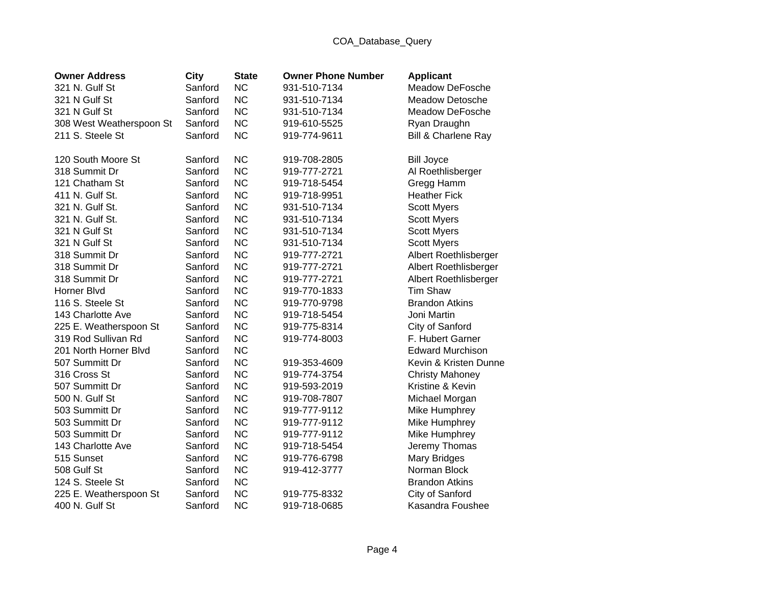| Owner Address | City | State | Owner Phone Number | Applicant |
|---|---|---|---|---|
| 321 N. Gulf St | Sanford | NC | 931-510-7134 | Meadow DeFosche |
| 321 N Gulf St | Sanford | NC | 931-510-7134 | Meadow Detosche |
| 321 N Gulf St | Sanford | NC | 931-510-7134 | Meadow DeFosche |
| 308 West Weatherspoon St | Sanford | NC | 919-610-5525 | Ryan Draughn |
| 211 S. Steele St | Sanford | NC | 919-774-9611 | Bill & Charlene Ray |
| | | | | |
| 120 South Moore St | Sanford | NC | 919-708-2805 | Bill Joyce |
| 318 Summit Dr | Sanford | NC | 919-777-2721 | Al Roethlisberger |
| 121 Chatham St | Sanford | NC | 919-718-5454 | Gregg Hamm |
| 411 N. Gulf St. | Sanford | NC | 919-718-9951 | Heather Fick |
| 321 N. Gulf St. | Sanford | NC | 931-510-7134 | Scott Myers |
| 321 N. Gulf St. | Sanford | NC | 931-510-7134 | Scott Myers |
| 321 N Gulf St | Sanford | NC | 931-510-7134 | Scott Myers |
| 321 N Gulf St | Sanford | NC | 931-510-7134 | Scott Myers |
| 318 Summit Dr | Sanford | NC | 919-777-2721 | Albert Roethlisberger |
| 318 Summit Dr | Sanford | NC | 919-777-2721 | Albert Roethlisberger |
| 318 Summit Dr | Sanford | NC | 919-777-2721 | Albert Roethlisberger |
| Horner Blvd | Sanford | NC | 919-770-1833 | Tim Shaw |
| 116 S. Steele St | Sanford | NC | 919-770-9798 | Brandon Atkins |
| 143 Charlotte Ave | Sanford | NC | 919-718-5454 | Joni Martin |
| 225 E. Weatherspoon St | Sanford | NC | 919-775-8314 | City of Sanford |
| 319 Rod Sullivan Rd | Sanford | NC | 919-774-8003 | F. Hubert Garner |
| 201 North Horner Blvd | Sanford | NC | | Edward Murchison |
| 507 Summitt Dr | Sanford | NC | 919-353-4609 | Kevin & Kristen Dunne |
| 316 Cross St | Sanford | NC | 919-774-3754 | Christy Mahoney |
| 507 Summitt Dr | Sanford | NC | 919-593-2019 | Kristine & Kevin |
| 500 N. Gulf St | Sanford | NC | 919-708-7807 | Michael Morgan |
| 503 Summitt Dr | Sanford | NC | 919-777-9112 | Mike Humphrey |
| 503 Summitt Dr | Sanford | NC | 919-777-9112 | Mike Humphrey |
| 503 Summitt Dr | Sanford | NC | 919-777-9112 | Mike Humphrey |
| 143 Charlotte Ave | Sanford | NC | 919-718-5454 | Jeremy Thomas |
| 515 Sunset | Sanford | NC | 919-776-6798 | Mary Bridges |
| 508 Gulf St | Sanford | NC | 919-412-3777 | Norman Block |
| 124 S. Steele St | Sanford | NC | | Brandon Atkins |
| 225 E. Weatherspoon St | Sanford | NC | 919-775-8332 | City of Sanford |
| 400 N. Gulf St | Sanford | NC | 919-718-0685 | Kasandra Foushee |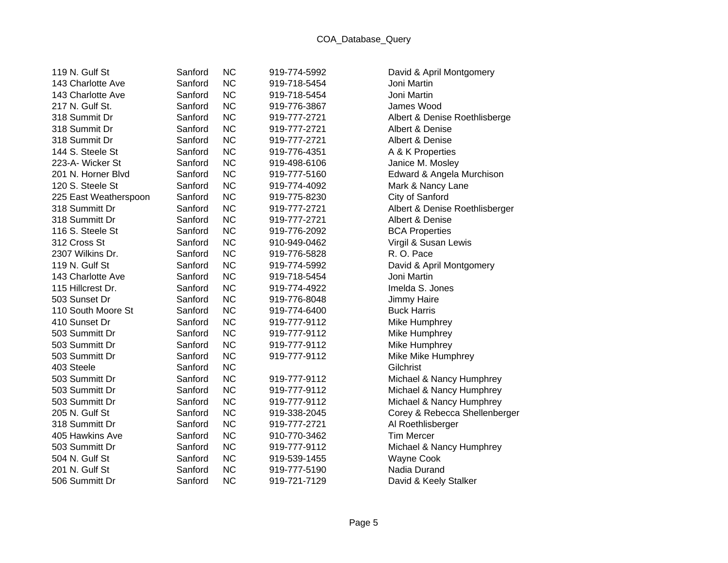| | | | | |
|---|---|---|---|---|
| 119 N. Gulf St | Sanford | NC | 919-774-5992 | David & April Montgomery |
| 143 Charlotte Ave | Sanford | NC | 919-718-5454 | Joni Martin |
| 143 Charlotte Ave | Sanford | NC | 919-718-5454 | Joni Martin |
| 217 N. Gulf St. | Sanford | NC | 919-776-3867 | James Wood |
| 318 Summit Dr | Sanford | NC | 919-777-2721 | Albert & Denise Roethlisberge |
| 318 Summit Dr | Sanford | NC | 919-777-2721 | Albert & Denise |
| 318 Summit Dr | Sanford | NC | 919-777-2721 | Albert & Denise |
| 144 S. Steele St | Sanford | NC | 919-776-4351 | A & K Properties |
| 223-A- Wicker St | Sanford | NC | 919-498-6106 | Janice M. Mosley |
| 201 N. Horner Blvd | Sanford | NC | 919-777-5160 | Edward & Angela Murchison |
| 120 S. Steele St | Sanford | NC | 919-774-4092 | Mark & Nancy Lane |
| 225 East Weatherspoon | Sanford | NC | 919-775-8230 | City of Sanford |
| 318 Summitt Dr | Sanford | NC | 919-777-2721 | Albert & Denise Roethlisberger |
| 318 Summitt Dr | Sanford | NC | 919-777-2721 | Albert & Denise |
| 116 S. Steele St | Sanford | NC | 919-776-2092 | BCA Properties |
| 312 Cross St | Sanford | NC | 910-949-0462 | Virgil & Susan Lewis |
| 2307 Wilkins Dr. | Sanford | NC | 919-776-5828 | R. O. Pace |
| 119 N. Gulf St | Sanford | NC | 919-774-5992 | David & April Montgomery |
| 143 Charlotte Ave | Sanford | NC | 919-718-5454 | Joni Martin |
| 115 Hillcrest Dr. | Sanford | NC | 919-774-4922 | Imelda S. Jones |
| 503 Sunset Dr | Sanford | NC | 919-776-8048 | Jimmy Haire |
| 110 South Moore St | Sanford | NC | 919-774-6400 | Buck Harris |
| 410 Sunset Dr | Sanford | NC | 919-777-9112 | Mike Humphrey |
| 503 Summitt Dr | Sanford | NC | 919-777-9112 | Mike Humphrey |
| 503 Summitt Dr | Sanford | NC | 919-777-9112 | Mike Humphrey |
| 503 Summitt Dr | Sanford | NC | 919-777-9112 | Mike Mike Humphrey |
| 403 Steele | Sanford | NC | | Gilchrist |
| 503 Summitt Dr | Sanford | NC | 919-777-9112 | Michael & Nancy Humphrey |
| 503 Summitt Dr | Sanford | NC | 919-777-9112 | Michael & Nancy Humphrey |
| 503 Summitt Dr | Sanford | NC | 919-777-9112 | Michael & Nancy Humphrey |
| 205 N. Gulf St | Sanford | NC | 919-338-2045 | Corey & Rebecca Shellenberger |
| 318 Summitt Dr | Sanford | NC | 919-777-2721 | Al Roethlisberger |
| 405 Hawkins Ave | Sanford | NC | 910-770-3462 | Tim Mercer |
| 503 Summitt Dr | Sanford | NC | 919-777-9112 | Michael & Nancy Humphrey |
| 504 N. Gulf St | Sanford | NC | 919-539-1455 | Wayne Cook |
| 201 N. Gulf St | Sanford | NC | 919-777-5190 | Nadia Durand |
| 506 Summitt Dr | Sanford | NC | 919-721-7129 | David & Keely Stalker |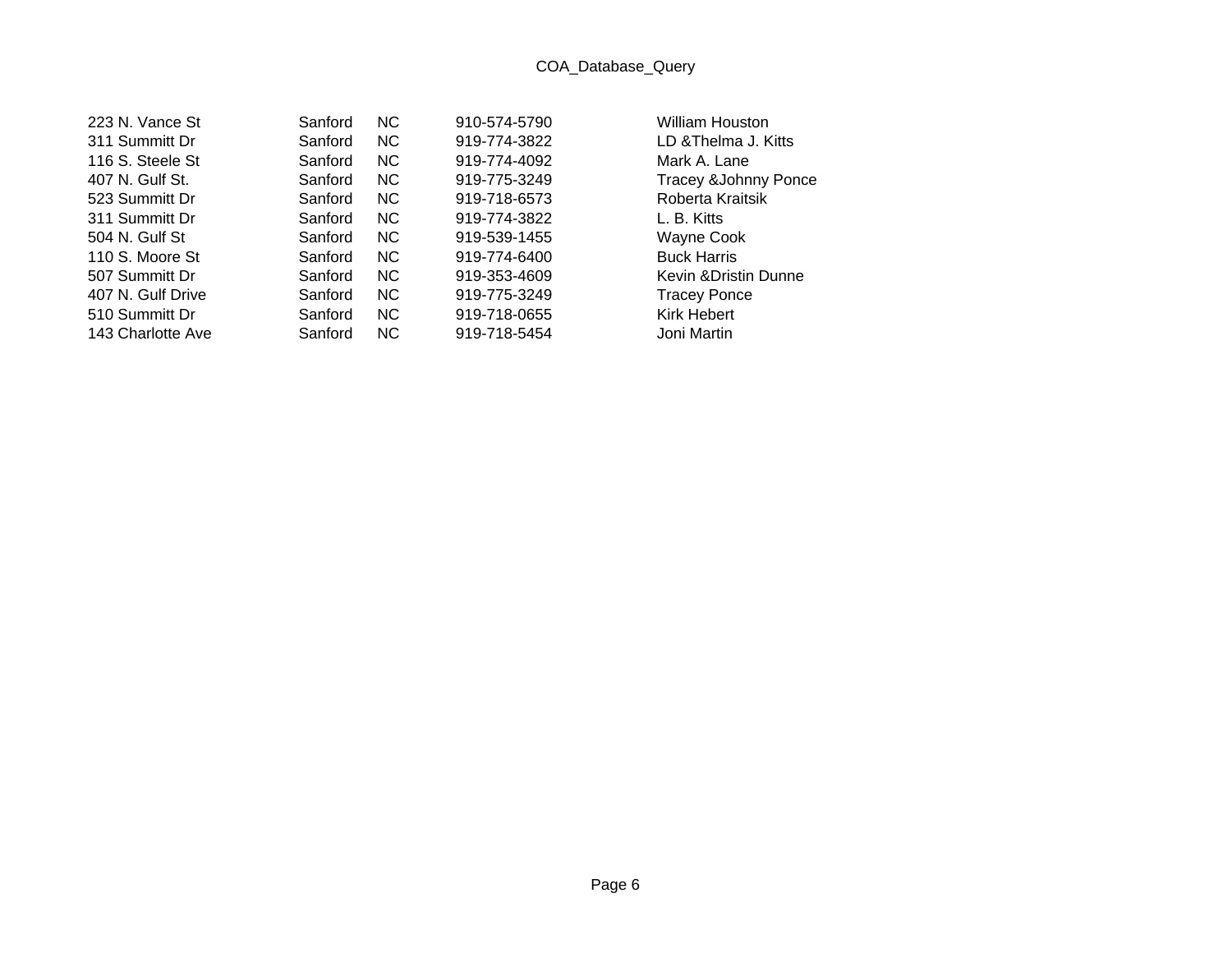| | | | | |
|---|---|---|---|---|
| 223 N. Vance St | Sanford | NC | 910-574-5790 | William Houston |
| 311 Summitt Dr | Sanford | NC | 919-774-3822 | LD &Thelma J. Kitts |
| 116 S. Steele St | Sanford | NC | 919-774-4092 | Mark A. Lane |
| 407 N. Gulf St. | Sanford | NC | 919-775-3249 | Tracey &Johnny Ponce |
| 523 Summitt Dr | Sanford | NC | 919-718-6573 | Roberta Kraitsik |
| 311 Summitt Dr | Sanford | NC | 919-774-3822 | L. B. Kitts |
| 504 N. Gulf St | Sanford | NC | 919-539-1455 | Wayne Cook |
| 110 S. Moore St | Sanford | NC | 919-774-6400 | Buck Harris |
| 507 Summitt Dr | Sanford | NC | 919-353-4609 | Kevin &Dristin Dunne |
| 407 N. Gulf Drive | Sanford | NC | 919-775-3249 | Tracey Ponce |
| 510 Summitt Dr | Sanford | NC | 919-718-0655 | Kirk Hebert |
| 143 Charlotte Ave | Sanford | NC | 919-718-5454 | Joni Martin |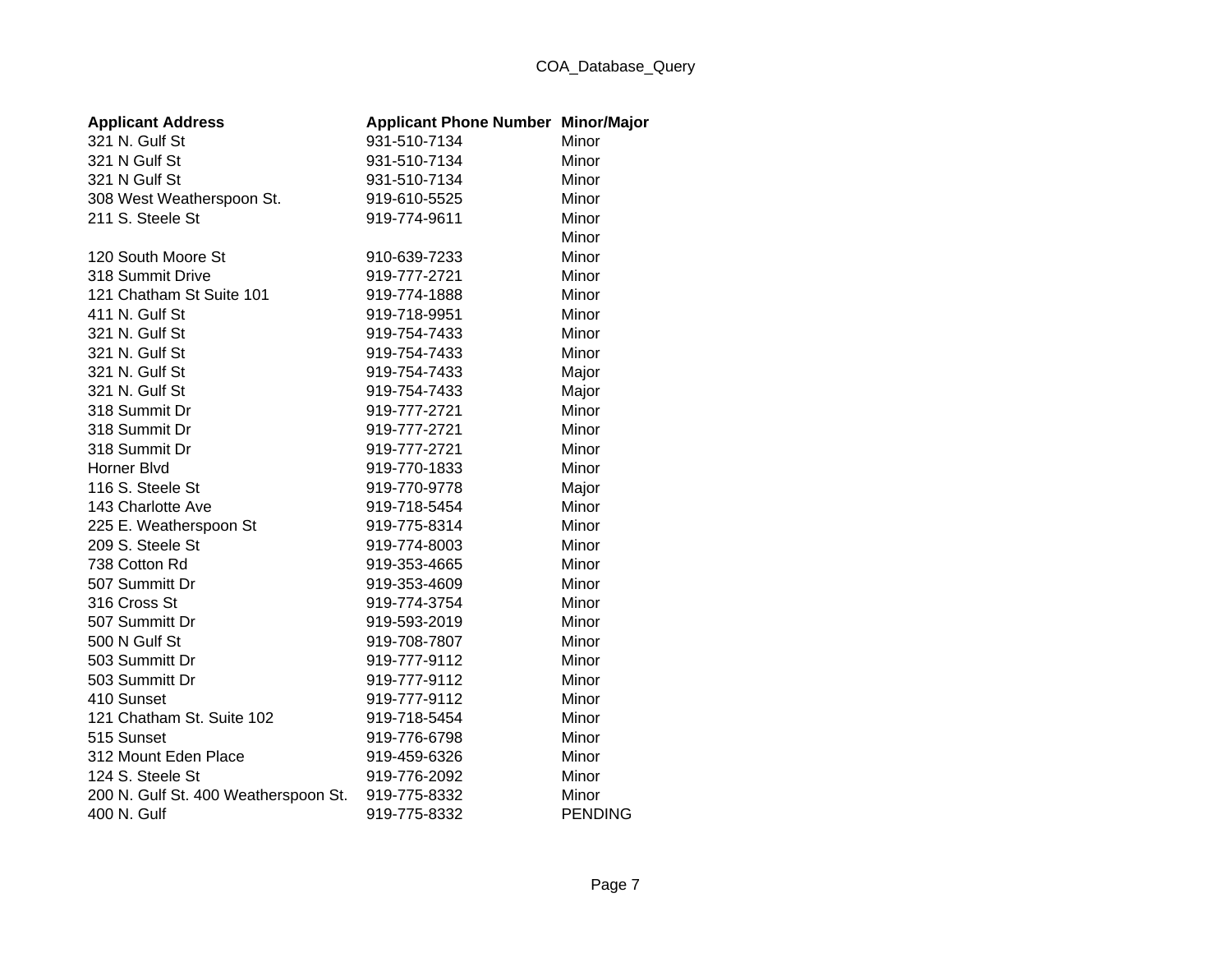| Applicant Address | Applicant Phone Number | Minor/Major |
|---|---|---|
| 321 N. Gulf St | 931-510-7134 | Minor |
| 321 N Gulf St | 931-510-7134 | Minor |
| 321 N Gulf St | 931-510-7134 | Minor |
| 308 West Weatherspoon St. | 919-610-5525 | Minor |
| 211 S. Steele St | 919-774-9611 | Minor |
| | | Minor |
| 120 South Moore St | 910-639-7233 | Minor |
| 318 Summit Drive | 919-777-2721 | Minor |
| 121 Chatham St Suite 101 | 919-774-1888 | Minor |
| 411 N. Gulf St | 919-718-9951 | Minor |
| 321 N. Gulf St | 919-754-7433 | Minor |
| 321 N. Gulf St | 919-754-7433 | Minor |
| 321 N. Gulf St | 919-754-7433 | Major |
| 321 N. Gulf St | 919-754-7433 | Major |
| 318 Summit Dr | 919-777-2721 | Minor |
| 318 Summit Dr | 919-777-2721 | Minor |
| 318 Summit Dr | 919-777-2721 | Minor |
| Horner Blvd | 919-770-1833 | Minor |
| 116 S. Steele St | 919-770-9778 | Major |
| 143 Charlotte Ave | 919-718-5454 | Minor |
| 225 E. Weatherspoon St | 919-775-8314 | Minor |
| 209 S. Steele St | 919-774-8003 | Minor |
| 738 Cotton Rd | 919-353-4665 | Minor |
| 507 Summitt Dr | 919-353-4609 | Minor |
| 316 Cross St | 919-774-3754 | Minor |
| 507 Summitt Dr | 919-593-2019 | Minor |
| 500 N Gulf St | 919-708-7807 | Minor |
| 503 Summitt Dr | 919-777-9112 | Minor |
| 503 Summitt Dr | 919-777-9112 | Minor |
| 410 Sunset | 919-777-9112 | Minor |
| 121 Chatham St. Suite 102 | 919-718-5454 | Minor |
| 515 Sunset | 919-776-6798 | Minor |
| 312 Mount Eden Place | 919-459-6326 | Minor |
| 124 S. Steele St | 919-776-2092 | Minor |
| 200 N. Gulf St. 400 Weatherspoon St. | 919-775-8332 | Minor |
| 400 N. Gulf | 919-775-8332 | PENDING |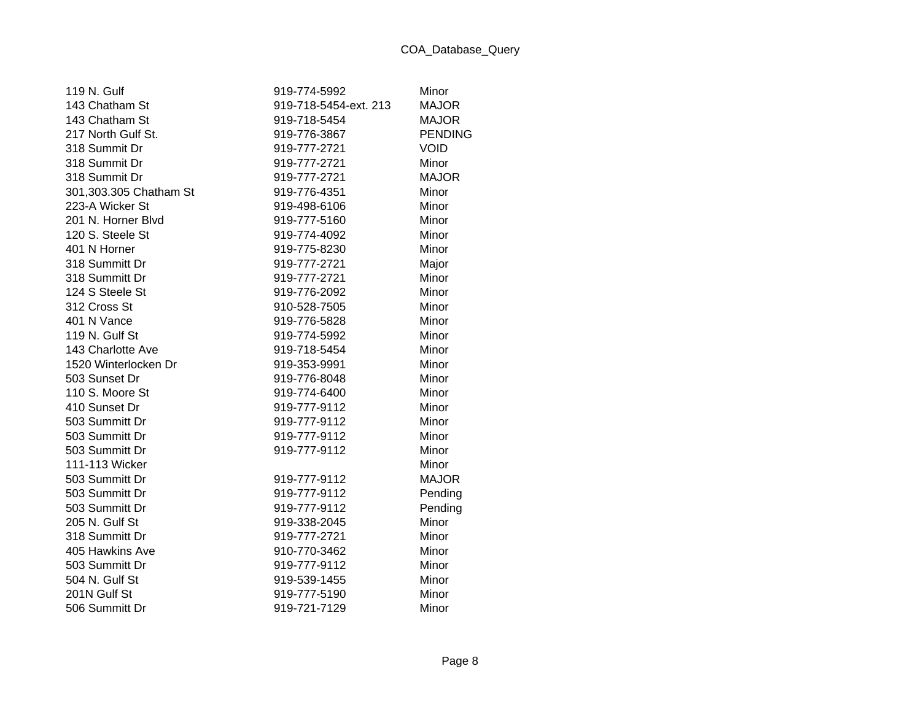| | | |
|---|---|---|
| 119 N. Gulf | 919-774-5992 | Minor |
| 143 Chatham St | 919-718-5454-ext. 213 | MAJOR |
| 143 Chatham St | 919-718-5454 | MAJOR |
| 217 North Gulf St. | 919-776-3867 | PENDING |
| 318 Summit Dr | 919-777-2721 | VOID |
| 318 Summit Dr | 919-777-2721 | Minor |
| 318 Summit Dr | 919-777-2721 | MAJOR |
| 301,303.305 Chatham St | 919-776-4351 | Minor |
| 223-A Wicker St | 919-498-6106 | Minor |
| 201 N. Horner Blvd | 919-777-5160 | Minor |
| 120 S. Steele St | 919-774-4092 | Minor |
| 401 N Horner | 919-775-8230 | Minor |
| 318 Summitt Dr | 919-777-2721 | Major |
| 318 Summitt Dr | 919-777-2721 | Minor |
| 124 S Steele St | 919-776-2092 | Minor |
| 312 Cross St | 910-528-7505 | Minor |
| 401 N Vance | 919-776-5828 | Minor |
| 119 N. Gulf St | 919-774-5992 | Minor |
| 143 Charlotte Ave | 919-718-5454 | Minor |
| 1520 Winterlocken Dr | 919-353-9991 | Minor |
| 503 Sunset Dr | 919-776-8048 | Minor |
| 110 S. Moore St | 919-774-6400 | Minor |
| 410 Sunset Dr | 919-777-9112 | Minor |
| 503 Summitt Dr | 919-777-9112 | Minor |
| 503 Summitt Dr | 919-777-9112 | Minor |
| 503 Summitt Dr | 919-777-9112 | Minor |
| 111-113 Wicker | | Minor |
| 503 Summitt Dr | 919-777-9112 | MAJOR |
| 503 Summitt Dr | 919-777-9112 | Pending |
| 503 Summitt Dr | 919-777-9112 | Pending |
| 205 N. Gulf St | 919-338-2045 | Minor |
| 318 Summitt Dr | 919-777-2721 | Minor |
| 405 Hawkins Ave | 910-770-3462 | Minor |
| 503 Summitt Dr | 919-777-9112 | Minor |
| 504 N. Gulf St | 919-539-1455 | Minor |
| 201N Gulf St | 919-777-5190 | Minor |
| 506 Summitt Dr | 919-721-7129 | Minor |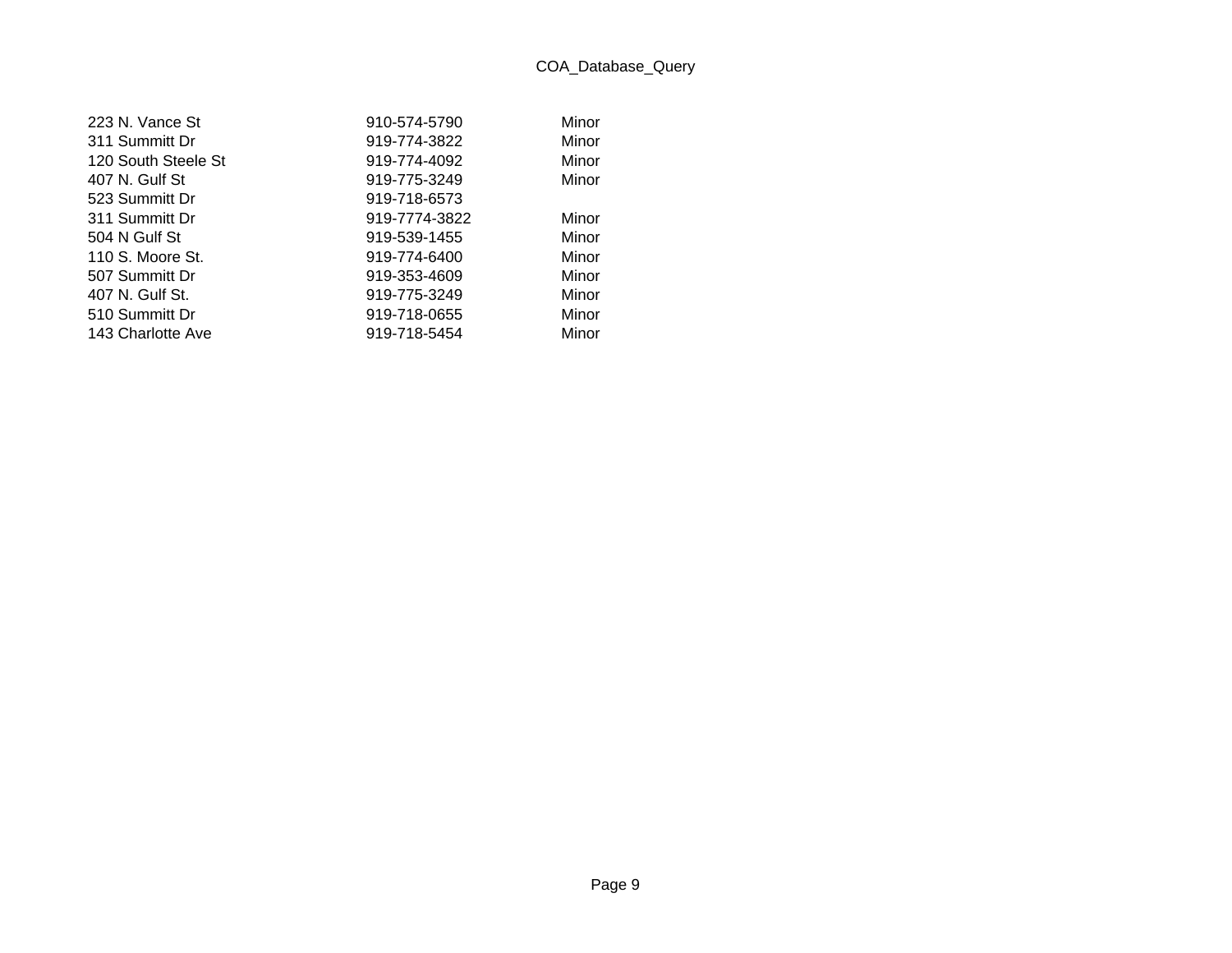| | | |
|---|---|---|
| 223 N. Vance St | 910-574-5790 | Minor |
| 311 Summitt Dr | 919-774-3822 | Minor |
| 120 South Steele St | 919-774-4092 | Minor |
| 407 N. Gulf St | 919-775-3249 | Minor |
| 523 Summitt Dr | 919-718-6573 | |
| 311 Summitt Dr | 919-7774-3822 | Minor |
| 504 N Gulf St | 919-539-1455 | Minor |
| 110 S. Moore St. | 919-774-6400 | Minor |
| 507 Summitt Dr | 919-353-4609 | Minor |
| 407 N. Gulf St. | 919-775-3249 | Minor |
| 510 Summitt Dr | 919-718-0655 | Minor |
| 143 Charlotte Ave | 919-718-5454 | Minor |